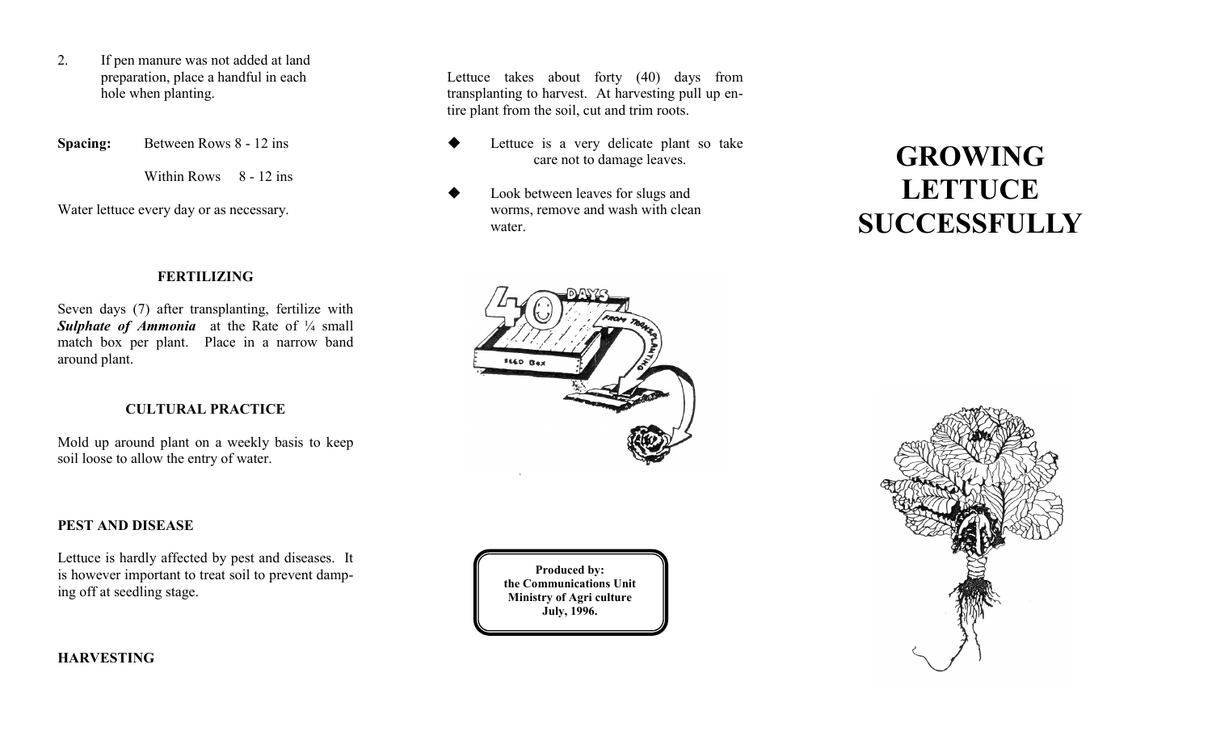2. If pen manure was not added at land preparation, place a handful in each hole when planting.

**Spacing:** Between Rows 8 - 12 ins

Within Rows 8 - 12 ins

Water lettuce every day or as necessary.

### FERTILIZING

Seven days (7) after transplanting, fertilize with ***Sulphate of Ammonia*** at the Rate of ¼ small match box per plant. Place in a narrow band around plant.

### CULTURAL PRACTICE

Mold up around plant on a weekly basis to keep soil loose to allow the entry of water.

### PEST AND DISEASE

Lettuce is hardly affected by pest and diseases. It is however important to treat soil to prevent damping off at seedling stage.

### HARVESTING

Lettuce takes about forty (40) days from transplanting to harvest. At harvesting pull up entire plant from the soil, cut and trim roots.

- Lettuce is a very delicate plant so take care not to damage leaves.
- Look between leaves for slugs and worms, remove and wash with clean water.

**Produced by:**
**the Communications Unit**
**Ministry of Agri culture**
**July, 1996.**

# GROWING LETTUCE SUCCESSFULLY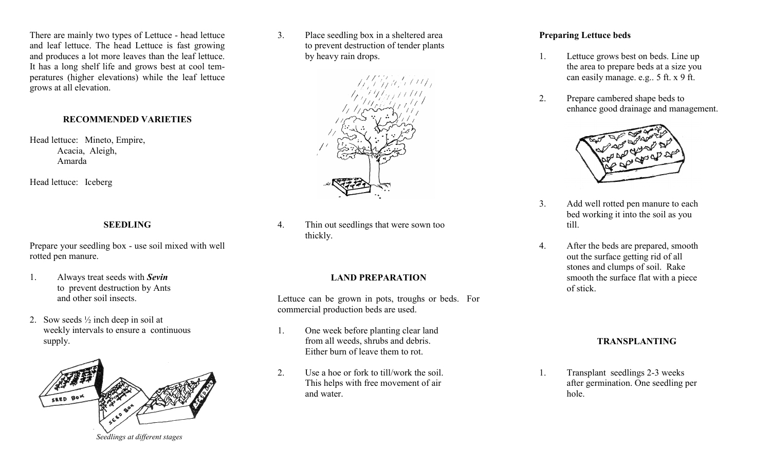There are mainly two types of Lettuce - head lettuce and leaf lettuce. The head Lettuce is fast growing and produces a lot more leaves than the leaf lettuce. It has a long shelf life and grows best at cool temperatures (higher elevations) while the leaf lettuce grows at all elevation.

## RECOMMENDED VARIETIES

Head lettuce: Mineto, Empire, Acacia, Aleigh, Amarda

Head lettuce: Iceberg

## SEEDLING

Prepare your seedling box - use soil mixed with well rotted pen manure.

1. Always treat seeds with ***Sevin*** to prevent destruction by Ants and other soil insects.
2. Sow seeds ½ inch deep in soil at weekly intervals to ensure a continuous supply.

*Seedlings at different stages*

3. Place seedling box in a sheltered area to prevent destruction of tender plants by heavy rain drops.
4. Thin out seedlings that were sown too thickly.

## LAND PREPARATION

Lettuce can be grown in pots, troughs or beds. For commercial production beds are used.

1. One week before planting clear land from all weeds, shrubs and debris. Either burn of leave them to rot.
2. Use a hoe or fork to till/work the soil. This helps with free movement of air and water.

**Preparing Lettuce beds**

1. Lettuce grows best on beds. Line up the area to prepare beds at a size you can easily manage. e.g.. 5 ft. x 9 ft.
2. Prepare cambered shape beds to enhance good drainage and management.
3. Add well rotted pen manure to each bed working it into the soil as you till.
4. After the beds are prepared, smooth out the surface getting rid of all stones and clumps of soil. Rake smooth the surface flat with a piece of stick.

## TRANSPLANTING

1. Transplant seedlings 2-3 weeks after germination. One seedling per hole.